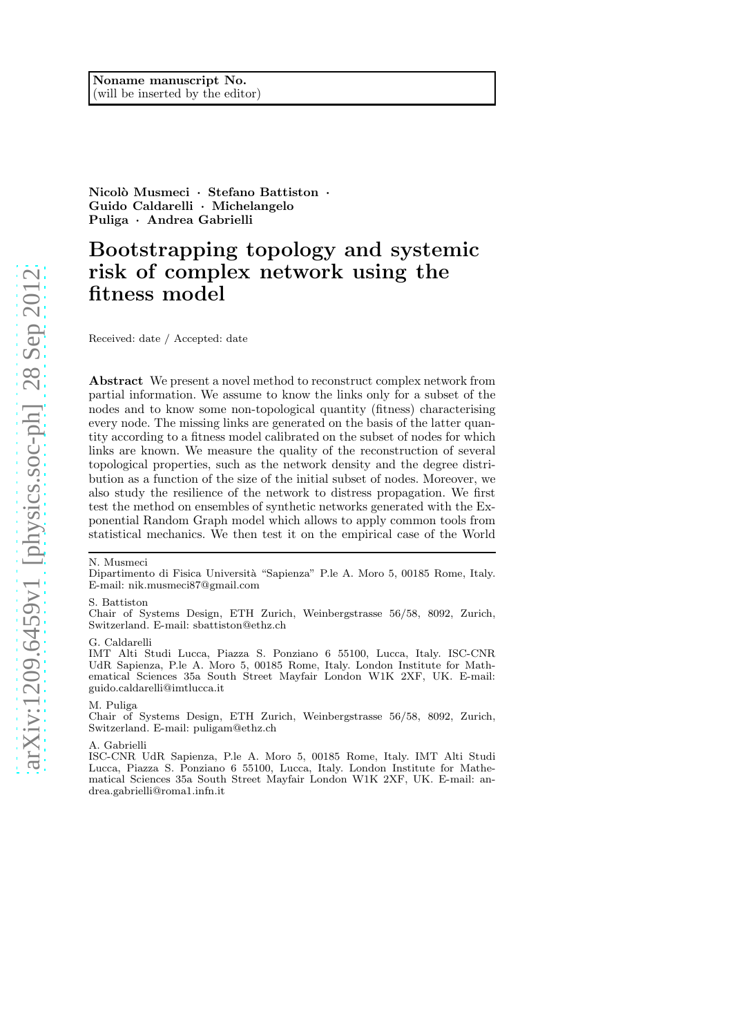Noname manuscript No.
(will be inserted by the editor)

**Nicolò Musmeci · Stefano Battiston · Guido Caldarelli · Michelangelo Puliga · Andrea Gabrielli**

# Bootstrapping topology and systemic risk of complex network using the fitness model

Received: date / Accepted: date

**Abstract** We present a novel method to reconstruct complex network from partial information. We assume to know the links only for a subset of the nodes and to know some non-topological quantity (fitness) characterising every node. The missing links are generated on the basis of the latter quantity according to a fitness model calibrated on the subset of nodes for which links are known. We measure the quality of the reconstruction of several topological properties, such as the network density and the degree distribution as a function of the size of the initial subset of nodes. Moreover, we also study the resilience of the network to distress propagation. We first test the method on ensembles of synthetic networks generated with the Exponential Random Graph model which allows to apply common tools from statistical mechanics. We then test it on the empirical case of the World

---

N. Musmeci
Dipartimento di Fisica Università "Sapienza" P.le A. Moro 5, 00185 Rome, Italy. E-mail: nik.musmeci87@gmail.com

S. Battiston
Chair of Systems Design, ETH Zurich, Weinbergstrasse 56/58, 8092, Zurich, Switzerland. E-mail: sbattiston@ethz.ch

G. Caldarelli
IMT Alti Studi Lucca, Piazza S. Ponziano 6 55100, Lucca, Italy. ISC-CNR UdR Sapienza, P.le A. Moro 5, 00185 Rome, Italy. London Institute for Mathematical Sciences 35a South Street Mayfair London W1K 2XF, UK. E-mail: guido.caldarelli@imtlucca.it

M. Puliga
Chair of Systems Design, ETH Zurich, Weinbergstrasse 56/58, 8092, Zurich, Switzerland. E-mail: puligam@ethz.ch

A. Gabrielli
ISC-CNR UdR Sapienza, P.le A. Moro 5, 00185 Rome, Italy. IMT Alti Studi Lucca, Piazza S. Ponziano 6 55100, Lucca, Italy. London Institute for Mathematical Sciences 35a South Street Mayfair London W1K 2XF, UK. E-mail: andrea.gabrielli@roma1.infn.it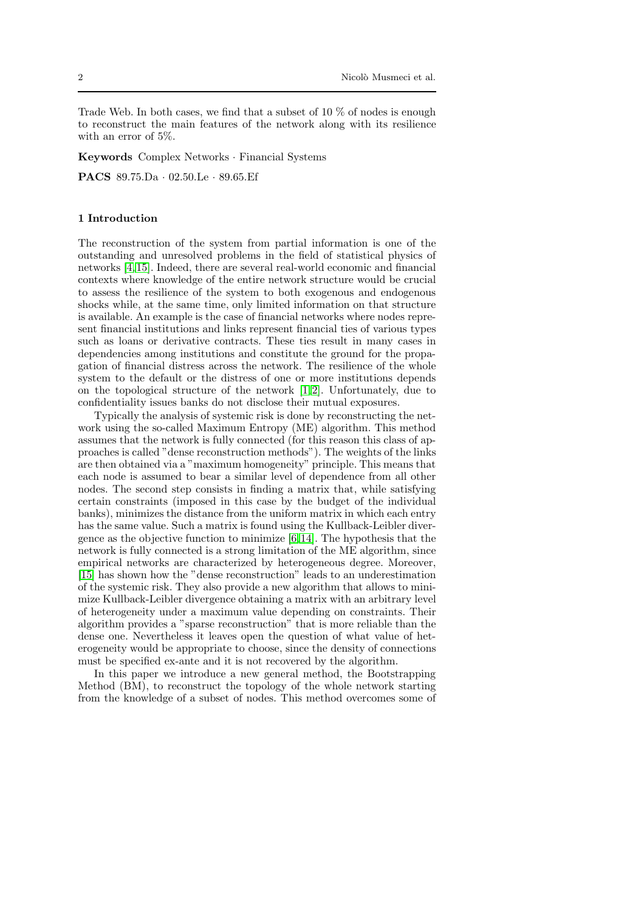Trade Web. In both cases, we find that a subset of 10 % of nodes is enough to reconstruct the main features of the network along with its resilience with an error of 5%.

**Keywords** Complex Networks · Financial Systems

**PACS** 89.75.Da · 02.50.Le · 89.65.Ef

## 1 Introduction

The reconstruction of the system from partial information is one of the outstanding and unresolved problems in the field of statistical physics of networks [4,15]. Indeed, there are several real-world economic and financial contexts where knowledge of the entire network structure would be crucial to assess the resilience of the system to both exogenous and endogenous shocks while, at the same time, only limited information on that structure is available. An example is the case of financial networks where nodes represent financial institutions and links represent financial ties of various types such as loans or derivative contracts. These ties result in many cases in dependencies among institutions and constitute the ground for the propagation of financial distress across the network. The resilience of the whole system to the default or the distress of one or more institutions depends on the topological structure of the network [1,2]. Unfortunately, due to confidentiality issues banks do not disclose their mutual exposures.

Typically the analysis of systemic risk is done by reconstructing the network using the so-called Maximum Entropy (ME) algorithm. This method assumes that the network is fully connected (for this reason this class of approaches is called "dense reconstruction methods"). The weights of the links are then obtained via a "maximum homogeneity" principle. This means that each node is assumed to bear a similar level of dependence from all other nodes. The second step consists in finding a matrix that, while satisfying certain constraints (imposed in this case by the budget of the individual banks), minimizes the distance from the uniform matrix in which each entry has the same value. Such a matrix is found using the Kullback-Leibler divergence as the objective function to minimize [6,14]. The hypothesis that the network is fully connected is a strong limitation of the ME algorithm, since empirical networks are characterized by heterogeneous degree. Moreover, [15] has shown how the "dense reconstruction" leads to an underestimation of the systemic risk. They also provide a new algorithm that allows to minimize Kullback-Leibler divergence obtaining a matrix with an arbitrary level of heterogeneity under a maximum value depending on constraints. Their algorithm provides a "sparse reconstruction" that is more reliable than the dense one. Nevertheless it leaves open the question of what value of heterogeneity would be appropriate to choose, since the density of connections must be specified ex-ante and it is not recovered by the algorithm.

In this paper we introduce a new general method, the Bootstrapping Method (BM), to reconstruct the topology of the whole network starting from the knowledge of a subset of nodes. This method overcomes some of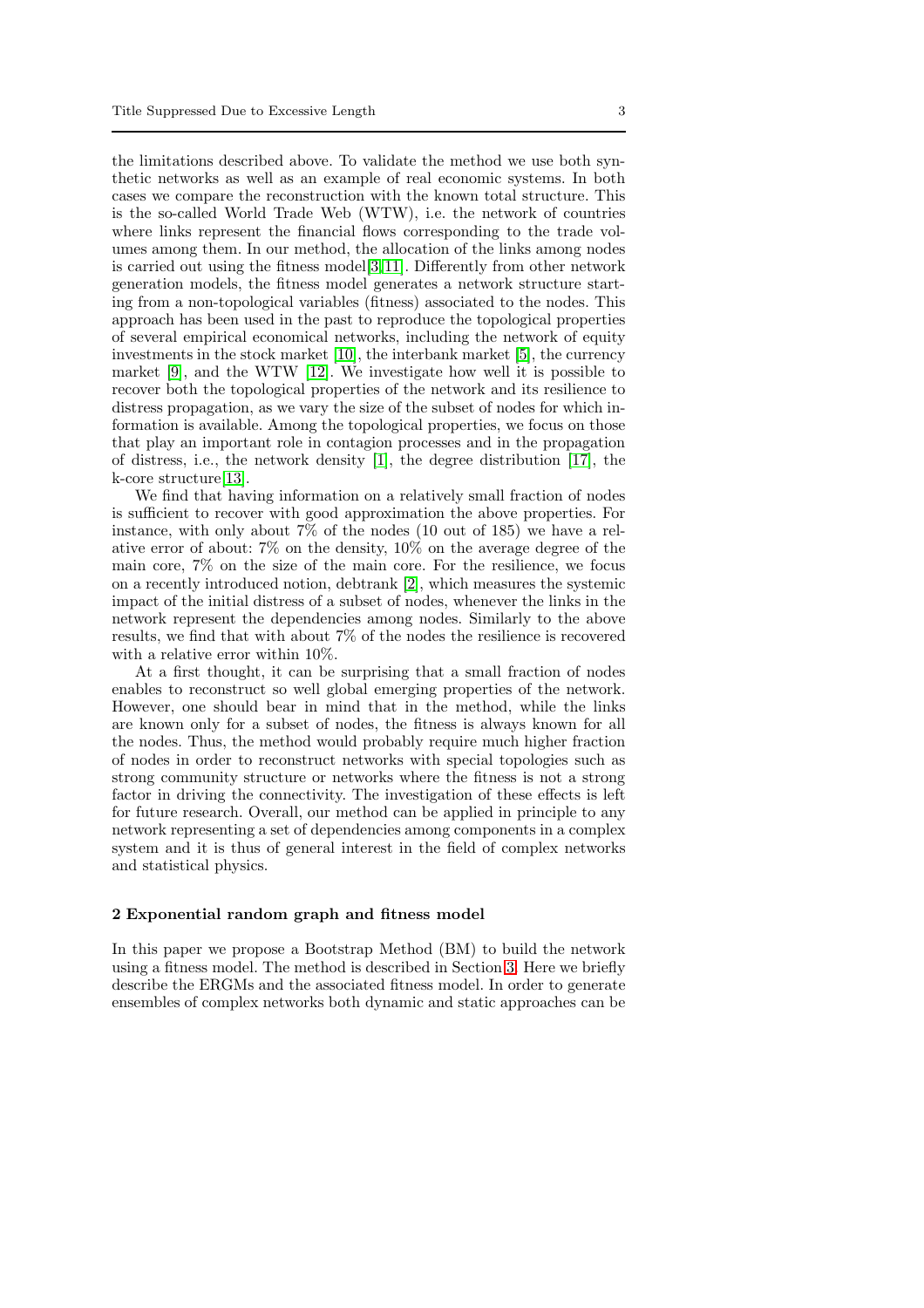the limitations described above. To validate the method we use both synthetic networks as well as an example of real economic systems. In both cases we compare the reconstruction with the known total structure. This is the so-called World Trade Web (WTW), i.e. the network of countries where links represent the financial flows corresponding to the trade volumes among them. In our method, the allocation of the links among nodes is carried out using the fitness model[3][11]. Differently from other network generation models, the fitness model generates a network structure starting from a non-topological variables (fitness) associated to the nodes. This approach has been used in the past to reproduce the topological properties of several empirical economical networks, including the network of equity investments in the stock market [10], the interbank market [5], the currency market [9], and the WTW [12]. We investigate how well it is possible to recover both the topological properties of the network and its resilience to distress propagation, as we vary the size of the subset of nodes for which information is available. Among the topological properties, we focus on those that play an important role in contagion processes and in the propagation of distress, i.e., the network density [1], the degree distribution [17], the k-core structure[13].

We find that having information on a relatively small fraction of nodes is sufficient to recover with good approximation the above properties. For instance, with only about 7% of the nodes (10 out of 185) we have a relative error of about: 7% on the density, 10% on the average degree of the main core, 7% on the size of the main core. For the resilience, we focus on a recently introduced notion, debtrank [2], which measures the systemic impact of the initial distress of a subset of nodes, whenever the links in the network represent the dependencies among nodes. Similarly to the above results, we find that with about 7% of the nodes the resilience is recovered with a relative error within 10%.

At a first thought, it can be surprising that a small fraction of nodes enables to reconstruct so well global emerging properties of the network. However, one should bear in mind that in the method, while the links are known only for a subset of nodes, the fitness is always known for all the nodes. Thus, the method would probably require much higher fraction of nodes in order to reconstruct networks with special topologies such as strong community structure or networks where the fitness is not a strong factor in driving the connectivity. The investigation of these effects is left for future research. Overall, our method can be applied in principle to any network representing a set of dependencies among components in a complex system and it is thus of general interest in the field of complex networks and statistical physics.

## 2 Exponential random graph and fitness model

In this paper we propose a Bootstrap Method (BM) to build the network using a fitness model. The method is described in Section 3. Here we briefly describe the ERGMs and the associated fitness model. In order to generate ensembles of complex networks both dynamic and static approaches can be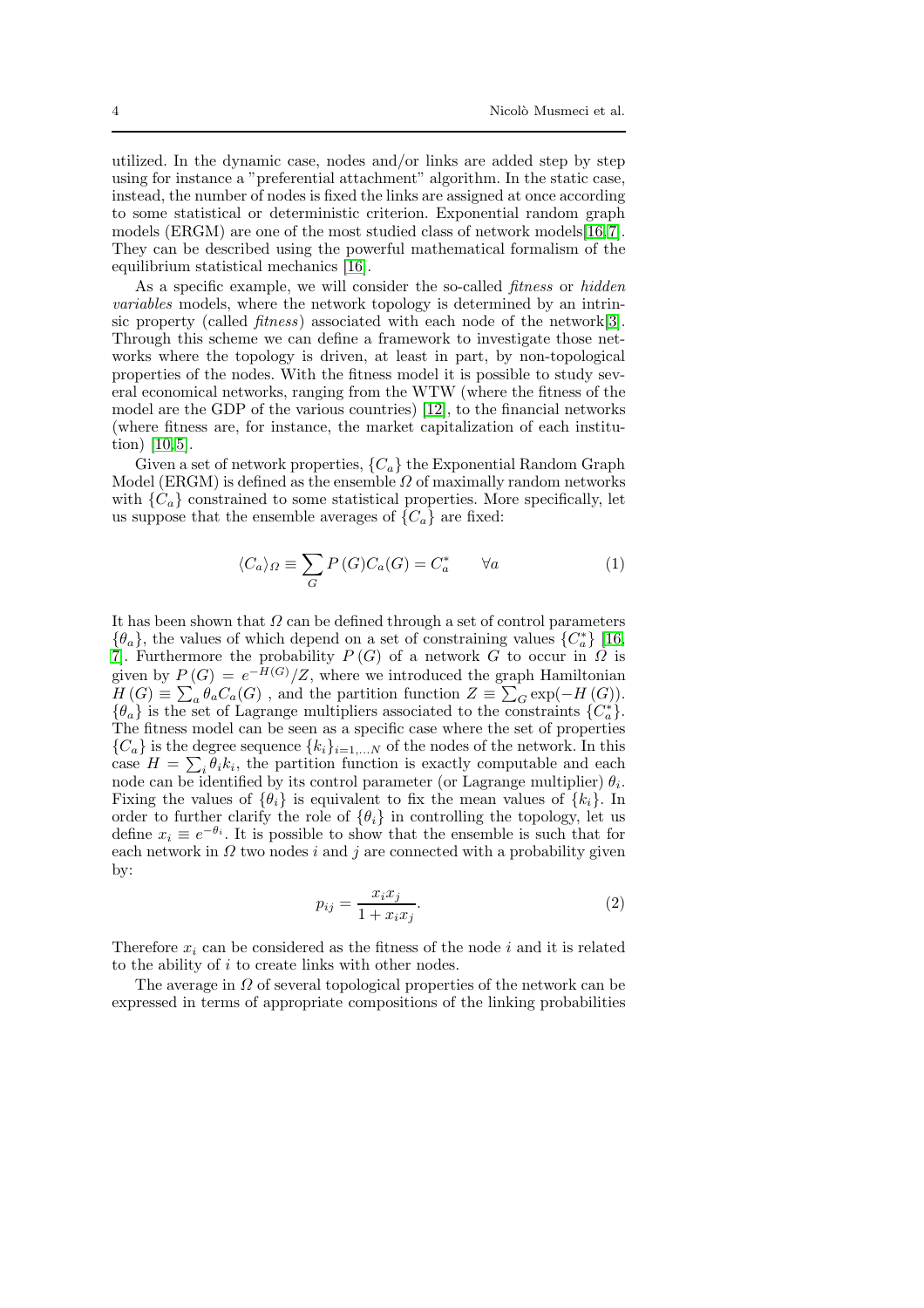utilized. In the dynamic case, nodes and/or links are added step by step using for instance a "preferential attachment" algorithm. In the static case, instead, the number of nodes is fixed the links are assigned at once according to some statistical or deterministic criterion. Exponential random graph models (ERGM) are one of the most studied class of network models[16,7]. They can be described using the powerful mathematical formalism of the equilibrium statistical mechanics [16].

As a specific example, we will consider the so-called *fitness* or *hidden variables* models, where the network topology is determined by an intrinsic property (called *fitness*) associated with each node of the network[3]. Through this scheme we can define a framework to investigate those networks where the topology is driven, at least in part, by non-topological properties of the nodes. With the fitness model it is possible to study several economical networks, ranging from the WTW (where the fitness of the model are the GDP of the various countries) [12], to the financial networks (where fitness are, for instance, the market capitalization of each institution) [10,5].

Given a set of network properties, $\{C_a\}$ the Exponential Random Graph Model (ERGM) is defined as the ensemble $\Omega$ of maximally random networks with $\{C_a\}$ constrained to some statistical properties. More specifically, let us suppose that the ensemble averages of $\{C_a\}$ are fixed:

$$\langle C_a \rangle_\Omega \equiv \sum_G P(G) C_a(G) = C_a^* \qquad \forall a \tag{1}$$

It has been shown that $\Omega$ can be defined through a set of control parameters $\{\theta_a\}$, the values of which depend on a set of constraining values $\{C_a^*\}$ [16, 7]. Furthermore the probability $P(G)$ of a network $G$ to occur in $\Omega$ is given by $P(G) = e^{-H(G)}/Z$, where we introduced the graph Hamiltonian $H(G) \equiv \sum_a \theta_a C_a(G)$, and the partition function $Z \equiv \sum_G \exp(-H(G))$. $\{\theta_a\}$ is the set of Lagrange multipliers associated to the constraints $\{C_a^*\}$. The fitness model can be seen as a specific case where the set of properties $\{C_a\}$ is the degree sequence $\{k_i\}_{i=1,...N}$ of the nodes of the network. In this case $H = \sum_i \theta_i k_i$, the partition function is exactly computable and each node can be identified by its control parameter (or Lagrange multiplier) $\theta_i$. Fixing the values of $\{\theta_i\}$ is equivalent to fix the mean values of $\{k_i\}$. In order to further clarify the role of $\{\theta_i\}$ in controlling the topology, let us define $x_i \equiv e^{-\theta_i}$. It is possible to show that the ensemble is such that for each network in $\Omega$ two nodes $i$ and $j$ are connected with a probability given by:

$$p_{ij} = \frac{x_i x_j}{1 + x_i x_j}. \tag{2}$$

Therefore $x_i$ can be considered as the fitness of the node $i$ and it is related to the ability of $i$ to create links with other nodes.

The average in $\Omega$ of several topological properties of the network can be expressed in terms of appropriate compositions of the linking probabilities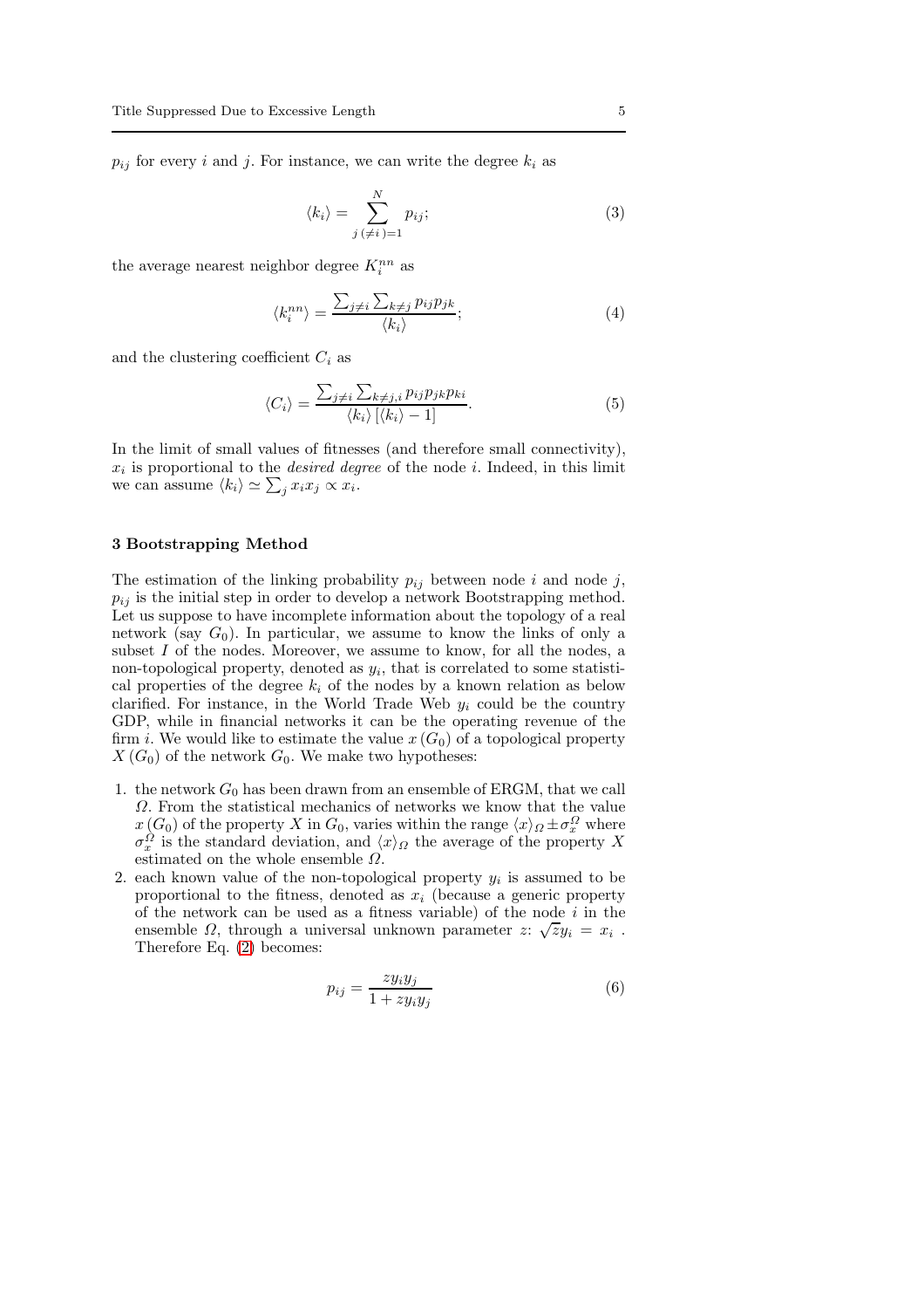$p_{ij}$ for every $i$ and $j$. For instance, we can write the degree $k_i$ as

$$\langle k_i \rangle = \sum_{j\,(\neq i)=1}^{N} p_{ij}; \tag{3}$$

the average nearest neighbor degree $K_i^{nn}$ as

$$\langle k_i^{nn} \rangle = \frac{\sum_{j \neq i} \sum_{k \neq j} p_{ij} p_{jk}}{\langle k_i \rangle}; \tag{4}$$

and the clustering coefficient $C_i$ as

$$\langle C_i \rangle = \frac{\sum_{j \neq i} \sum_{k \neq j,i} p_{ij} p_{jk} p_{ki}}{\langle k_i \rangle \left[ \langle k_i \rangle - 1 \right]}. \tag{5}$$

In the limit of small values of fitnesses (and therefore small connectivity), $x_i$ is proportional to the *desired degree* of the node $i$. Indeed, in this limit we can assume $\langle k_i \rangle \simeq \sum_j x_i x_j \propto x_i$.

## 3 Bootstrapping Method

The estimation of the linking probability $p_{ij}$ between node $i$ and node $j$, $p_{ij}$ is the initial step in order to develop a network Bootstrapping method. Let us suppose to have incomplete information about the topology of a real network (say $G_0$). In particular, we assume to know the links of only a subset $I$ of the nodes. Moreover, we assume to know, for all the nodes, a non-topological property, denoted as $y_i$, that is correlated to some statistical properties of the degree $k_i$ of the nodes by a known relation as below clarified. For instance, in the World Trade Web $y_i$ could be the country GDP, while in financial networks it can be the operating revenue of the firm $i$. We would like to estimate the value $x(G_0)$ of a topological property $X(G_0)$ of the network $G_0$. We make two hypotheses:

1. the network $G_0$ has been drawn from an ensemble of ERGM, that we call $\Omega$. From the statistical mechanics of networks we know that the value $x(G_0)$ of the property $X$ in $G_0$, varies within the range $\langle x \rangle_\Omega \pm \sigma_x^\Omega$ where $\sigma_x^\Omega$ is the standard deviation, and $\langle x \rangle_\Omega$ the average of the property $X$ estimated on the whole ensemble $\Omega$.
2. each known value of the non-topological property $y_i$ is assumed to be proportional to the fitness, denoted as $x_i$ (because a generic property of the network can be used as a fitness variable) of the node $i$ in the ensemble $\Omega$, through a universal unknown parameter $z$: $\sqrt{z} y_i = x_i$. Therefore Eq. (2) becomes:

$$p_{ij} = \frac{z y_i y_j}{1 + z y_i y_j} \tag{6}$$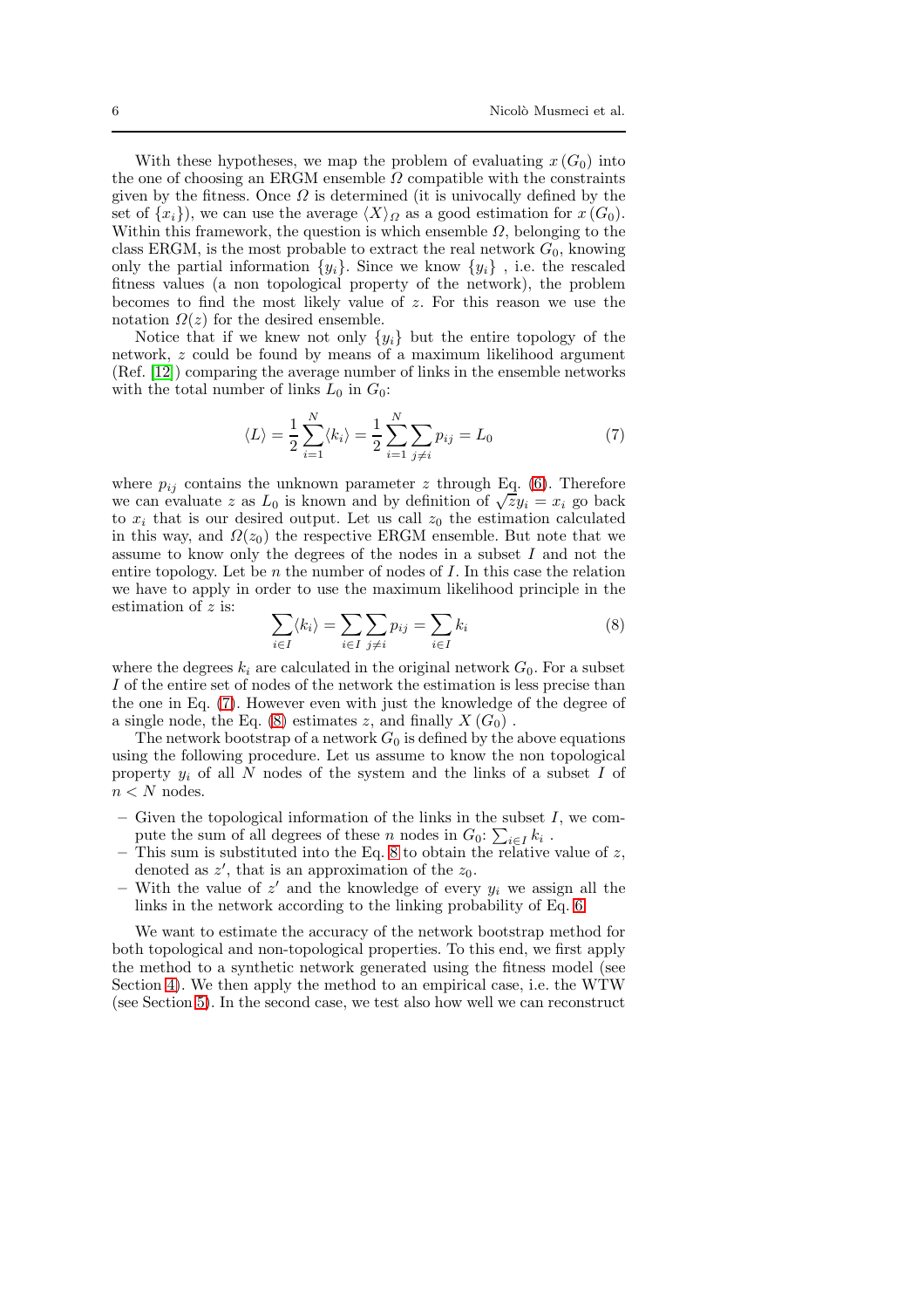With these hypotheses, we map the problem of evaluating $x(G_0)$ into the one of choosing an ERGM ensemble $\Omega$ compatible with the constraints given by the fitness. Once $\Omega$ is determined (it is univocally defined by the set of $\{x_i\}$), we can use the average $\langle X \rangle_\Omega$ as a good estimation for $x(G_0)$. Within this framework, the question is which ensemble $\Omega$, belonging to the class ERGM, is the most probable to extract the real network $G_0$, knowing only the partial information $\{y_i\}$. Since we know $\{y_i\}$ , i.e. the rescaled fitness values (a non topological property of the network), the problem becomes to find the most likely value of $z$. For this reason we use the notation $\Omega(z)$ for the desired ensemble.

Notice that if we knew not only $\{y_i\}$ but the entire topology of the network, $z$ could be found by means of a maximum likelihood argument (Ref. [12]) comparing the average number of links in the ensemble networks with the total number of links $L_0$ in $G_0$:

$$\langle L \rangle = \frac{1}{2}\sum_{i=1}^{N}\langle k_i \rangle = \frac{1}{2}\sum_{i=1}^{N}\sum_{j\neq i} p_{ij} = L_0 \tag{7}$$

where $p_{ij}$ contains the unknown parameter $z$ through Eq. (6). Therefore we can evaluate $z$ as $L_0$ is known and by definition of $\sqrt{z}y_i = x_i$ go back to $x_i$ that is our desired output. Let us call $z_0$ the estimation calculated in this way, and $\Omega(z_0)$ the respective ERGM ensemble. But note that we assume to know only the degrees of the nodes in a subset $I$ and not the entire topology. Let be $n$ the number of nodes of $I$. In this case the relation we have to apply in order to use the maximum likelihood principle in the estimation of $z$ is:

$$\sum_{i\in I}\langle k_i \rangle = \sum_{i\in I}\sum_{j\neq i} p_{ij} = \sum_{i\in I} k_i \tag{8}$$

where the degrees $k_i$ are calculated in the original network $G_0$. For a subset $I$ of the entire set of nodes of the network the estimation is less precise than the one in Eq. (7). However even with just the knowledge of the degree of a single node, the Eq. (8) estimates $z$, and finally $X(G_0)$ .

The network bootstrap of a network $G_0$ is defined by the above equations using the following procedure. Let us assume to know the non topological property $y_i$ of all $N$ nodes of the system and the links of a subset $I$ of $n < N$ nodes.

- Given the topological information of the links in the subset $I$, we compute the sum of all degrees of these $n$ nodes in $G_0$: $\sum_{i\in I} k_i$ .
- This sum is substituted into the Eq. 8 to obtain the relative value of $z$, denoted as $z'$, that is an approximation of the $z_0$.
- With the value of $z'$ and the knowledge of every $y_i$ we assign all the links in the network according to the linking probability of Eq. 6.

We want to estimate the accuracy of the network bootstrap method for both topological and non-topological properties. To this end, we first apply the method to a synthetic network generated using the fitness model (see Section 4). We then apply the method to an empirical case, i.e. the WTW (see Section 5). In the second case, we test also how well we can reconstruct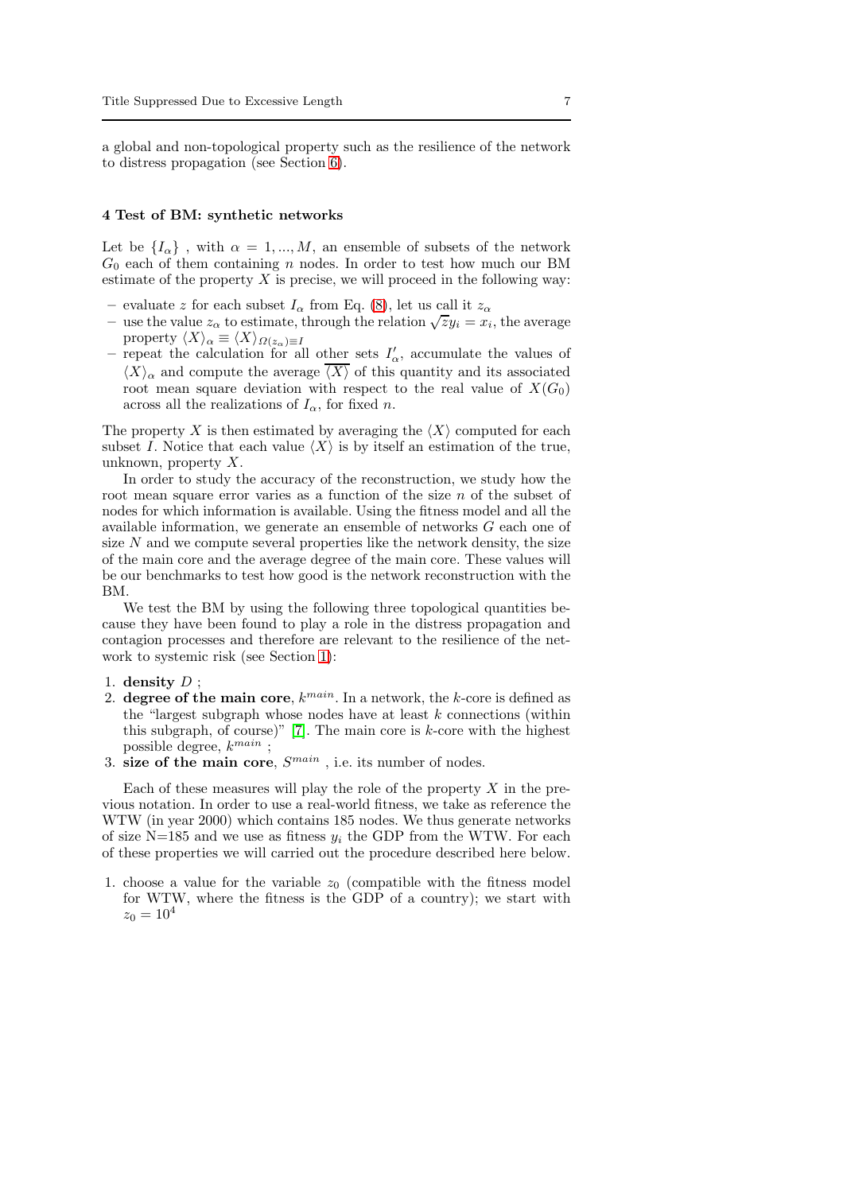a global and non-topological property such as the resilience of the network to distress propagation (see Section 6).

## 4 Test of BM: synthetic networks

Let be $\{I_\alpha\}$ , with $\alpha = 1, ..., M$, an ensemble of subsets of the network $G_0$ each of them containing $n$ nodes. In order to test how much our BM estimate of the property $X$ is precise, we will proceed in the following way:

- evaluate $z$ for each subset $I_\alpha$ from Eq. (8), let us call it $z_\alpha$
- use the value $z_\alpha$ to estimate, through the relation $\sqrt{z}y_i = x_i$, the average property $\langle X \rangle_\alpha \equiv \langle X \rangle_{\Omega(z_\alpha) \equiv I}$
- repeat the calculation for all other sets $I'_\alpha$, accumulate the values of $\langle X \rangle_\alpha$ and compute the average $\overline{\langle X \rangle}$ of this quantity and its associated root mean square deviation with respect to the real value of $X(G_0)$ across all the realizations of $I_\alpha$, for fixed $n$.

The property $X$ is then estimated by averaging the $\langle X \rangle$ computed for each subset $I$. Notice that each value $\langle X \rangle$ is by itself an estimation of the true, unknown, property $X$.

In order to study the accuracy of the reconstruction, we study how the root mean square error varies as a function of the size $n$ of the subset of nodes for which information is available. Using the fitness model and all the available information, we generate an ensemble of networks $G$ each one of size $N$ and we compute several properties like the network density, the size of the main core and the average degree of the main core. These values will be our benchmarks to test how good is the network reconstruction with the BM.

We test the BM by using the following three topological quantities because they have been found to play a role in the distress propagation and contagion processes and therefore are relevant to the resilience of the network to systemic risk (see Section 1):

1. **density** $D$ ;
2. **degree of the main core**, $k^{main}$. In a network, the $k$-core is defined as the "largest subgraph whose nodes have at least $k$ connections (within this subgraph, of course)" [7]. The main core is $k$-core with the highest possible degree, $k^{main}$ ;
3. **size of the main core**, $S^{main}$ , i.e. its number of nodes.

Each of these measures will play the role of the property $X$ in the previous notation. In order to use a real-world fitness, we take as reference the WTW (in year 2000) which contains 185 nodes. We thus generate networks of size N=185 and we use as fitness $y_i$ the GDP from the WTW. For each of these properties we will carried out the procedure described here below.

1. choose a value for the variable $z_0$ (compatible with the fitness model for WTW, where the fitness is the GDP of a country); we start with $z_0 = 10^4$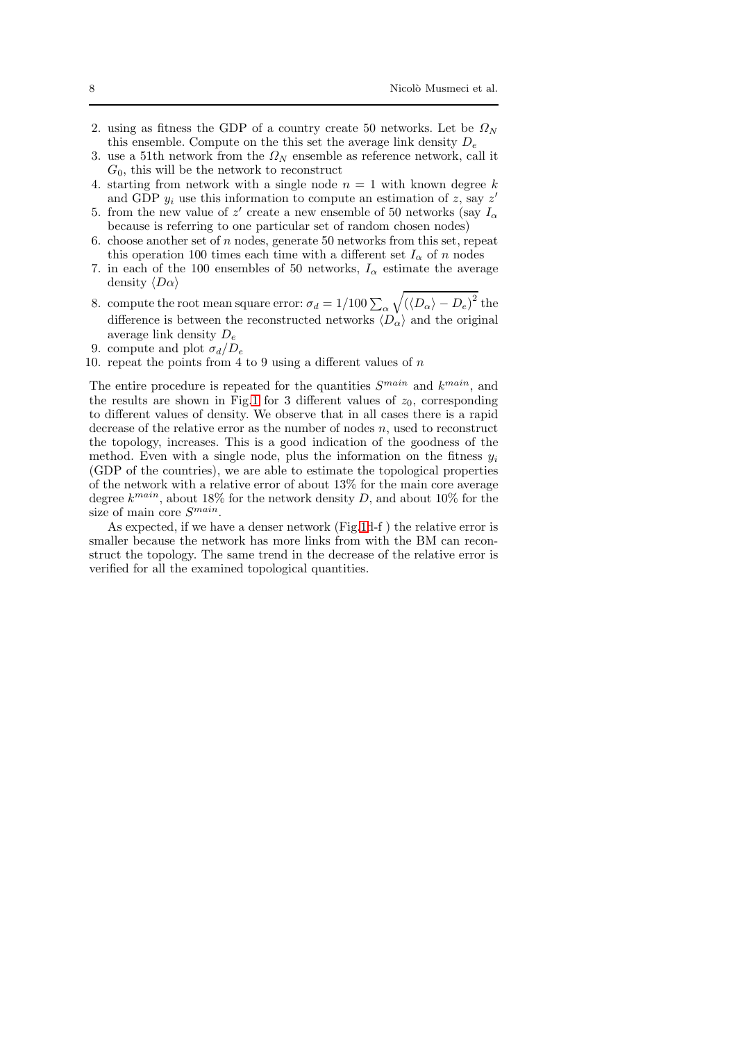2. using as fitness the GDP of a country create 50 networks. Let be $\Omega_N$ this ensemble. Compute on the this set the average link density $D_e$
3. use a 51th network from the $\Omega_N$ ensemble as reference network, call it $G_0$, this will be the network to reconstruct
4. starting from network with a single node $n = 1$ with known degree $k$ and GDP $y_i$ use this information to compute an estimation of $z$, say $z'$
5. from the new value of $z'$ create a new ensemble of 50 networks (say $I_\alpha$ because is referring to one particular set of random chosen nodes)
6. choose another set of $n$ nodes, generate 50 networks from this set, repeat this operation 100 times each time with a different set $I_\alpha$ of $n$ nodes
7. in each of the 100 ensembles of 50 networks, $I_\alpha$ estimate the average density $\langle D\alpha \rangle$
8. compute the root mean square error: $\sigma_d = 1/100 \sum_\alpha \sqrt{(\langle D_\alpha \rangle - D_e)^2}$ the difference is between the reconstructed networks $\langle D_\alpha \rangle$ and the original average link density $D_e$
9. compute and plot $\sigma_d / D_e$
10. repeat the points from 4 to 9 using a different values of $n$

The entire procedure is repeated for the quantities $S^{main}$ and $k^{main}$, and the results are shown in Fig.1 for 3 different values of $z_0$, corresponding to different values of density. We observe that in all cases there is a rapid decrease of the relative error as the number of nodes $n$, used to reconstruct the topology, increases. This is a good indication of the goodness of the method. Even with a single node, plus the information on the fitness $y_i$ (GDP of the countries), we are able to estimate the topological properties of the network with a relative error of about 13% for the main core average degree $k^{main}$, about 18% for the network density $D$, and about 10% for the size of main core $S^{main}$.

As expected, if we have a denser network (Fig.1d-f ) the relative error is smaller because the network has more links from with the BM can reconstruct the topology. The same trend in the decrease of the relative error is verified for all the examined topological quantities.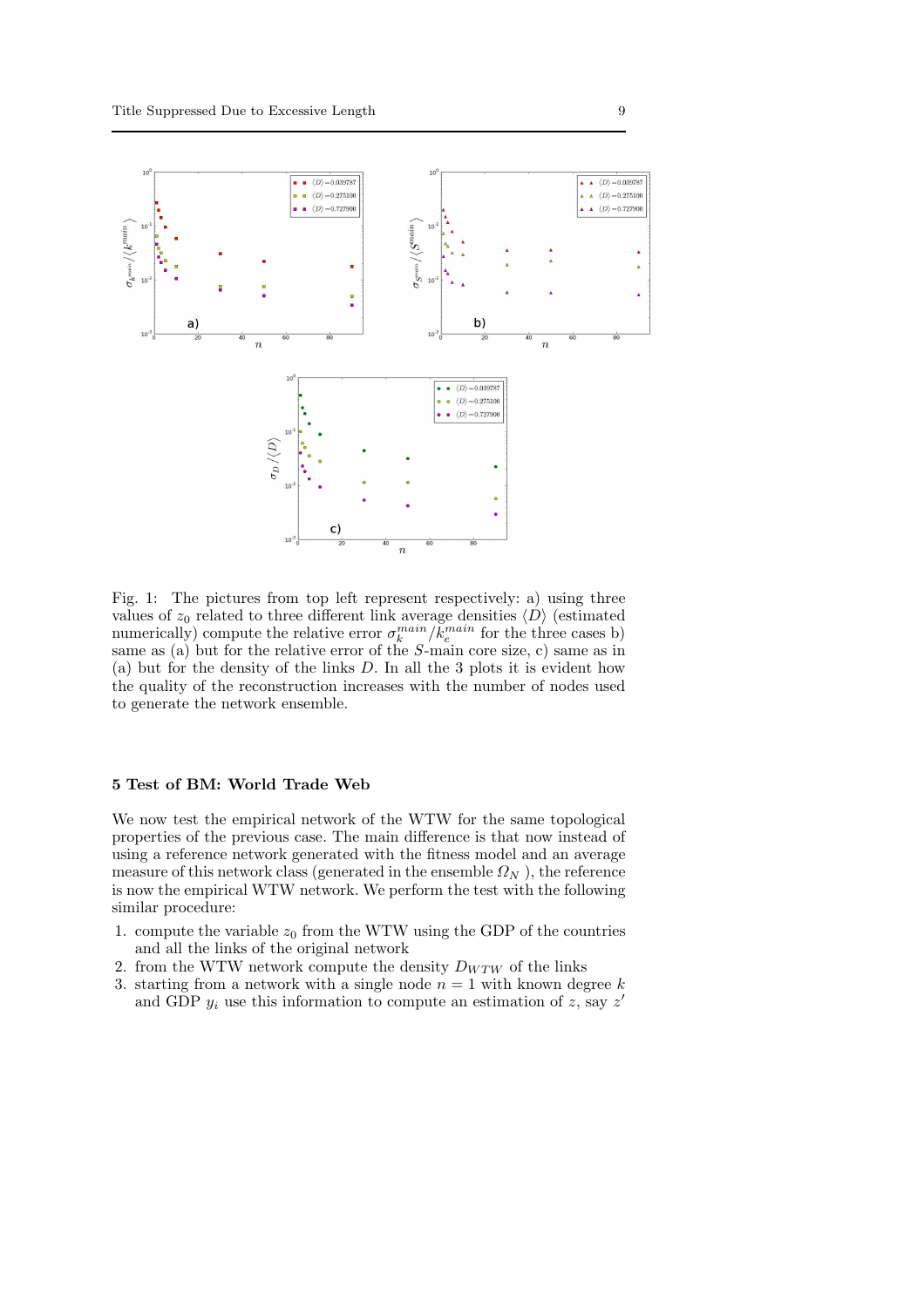Fig. 1: The pictures from top left represent respectively: a) using three values of $z_0$ related to three different link average densities $\langle D \rangle$ (estimated numerically) compute the relative error $\sigma_k^{main}/k_e^{main}$ for the three cases b) same as (a) but for the relative error of the $S$-main core size, c) same as in (a) but for the density of the links $D$. In all the 3 plots it is evident how the quality of the reconstruction increases with the number of nodes used to generate the network ensemble.

## 5 Test of BM: World Trade Web

We now test the empirical network of the WTW for the same topological properties of the previous case. The main difference is that now instead of using a reference network generated with the fitness model and an average measure of this network class (generated in the ensemble $\Omega_N$ ), the reference is now the empirical WTW network. We perform the test with the following similar procedure:

1. compute the variable $z_0$ from the WTW using the GDP of the countries and all the links of the original network
2. from the WTW network compute the density $D_{WTW}$ of the links
3. starting from a network with a single node $n = 1$ with known degree $k$ and GDP $y_i$ use this information to compute an estimation of $z$, say $z'$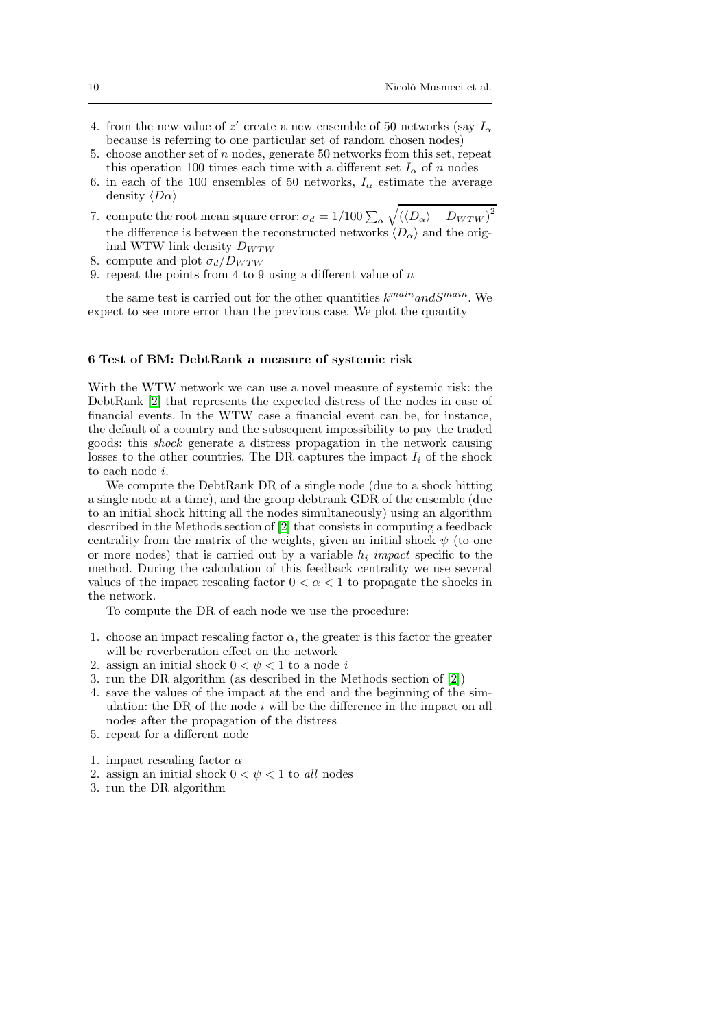4. from the new value of $z'$ create a new ensemble of 50 networks (say $I_\alpha$ because is referring to one particular set of random chosen nodes)
5. choose another set of $n$ nodes, generate 50 networks from this set, repeat this operation 100 times each time with a different set $I_\alpha$ of $n$ nodes
6. in each of the 100 ensembles of 50 networks, $I_\alpha$ estimate the average density $\langle D\alpha \rangle$
7. compute the root mean square error: $\sigma_d = 1/100 \sum_\alpha \sqrt{(\langle D_\alpha \rangle - D_{WTW})^2}$ the difference is between the reconstructed networks $\langle D_\alpha \rangle$ and the original WTW link density $D_{WTW}$
8. compute and plot $\sigma_d / D_{WTW}$
9. repeat the points from 4 to 9 using a different value of $n$

the same test is carried out for the other quantities $k^{main} and S^{main}$. We expect to see more error than the previous case. We plot the quantity

## 6 Test of BM: DebtRank a measure of systemic risk

With the WTW network we can use a novel measure of systemic risk: the DebtRank [2] that represents the expected distress of the nodes in case of financial events. In the WTW case a financial event can be, for instance, the default of a country and the subsequent impossibility to pay the traded goods: this *shock* generate a distress propagation in the network causing losses to the other countries. The DR captures the impact $I_i$ of the shock to each node $i$.

We compute the DebtRank DR of a single node (due to a shock hitting a single node at a time), and the group debtrank GDR of the ensemble (due to an initial shock hitting all the nodes simultaneously) using an algorithm described in the Methods section of [2] that consists in computing a feedback centrality from the matrix of the weights, given an initial shock $\psi$ (to one or more nodes) that is carried out by a variable $h_i$ *impact* specific to the method. During the calculation of this feedback centrality we use several values of the impact rescaling factor $0 < \alpha < 1$ to propagate the shocks in the network.

To compute the DR of each node we use the procedure:

1. choose an impact rescaling factor $\alpha$, the greater is this factor the greater will be reverberation effect on the network
2. assign an initial shock $0 < \psi < 1$ to a node $i$
3. run the DR algorithm (as described in the Methods section of [2])
4. save the values of the impact at the end and the beginning of the simulation: the DR of the node $i$ will be the difference in the impact on all nodes after the propagation of the distress
5. repeat for a different node

1. impact rescaling factor $\alpha$
2. assign an initial shock $0 < \psi < 1$ to *all* nodes
3. run the DR algorithm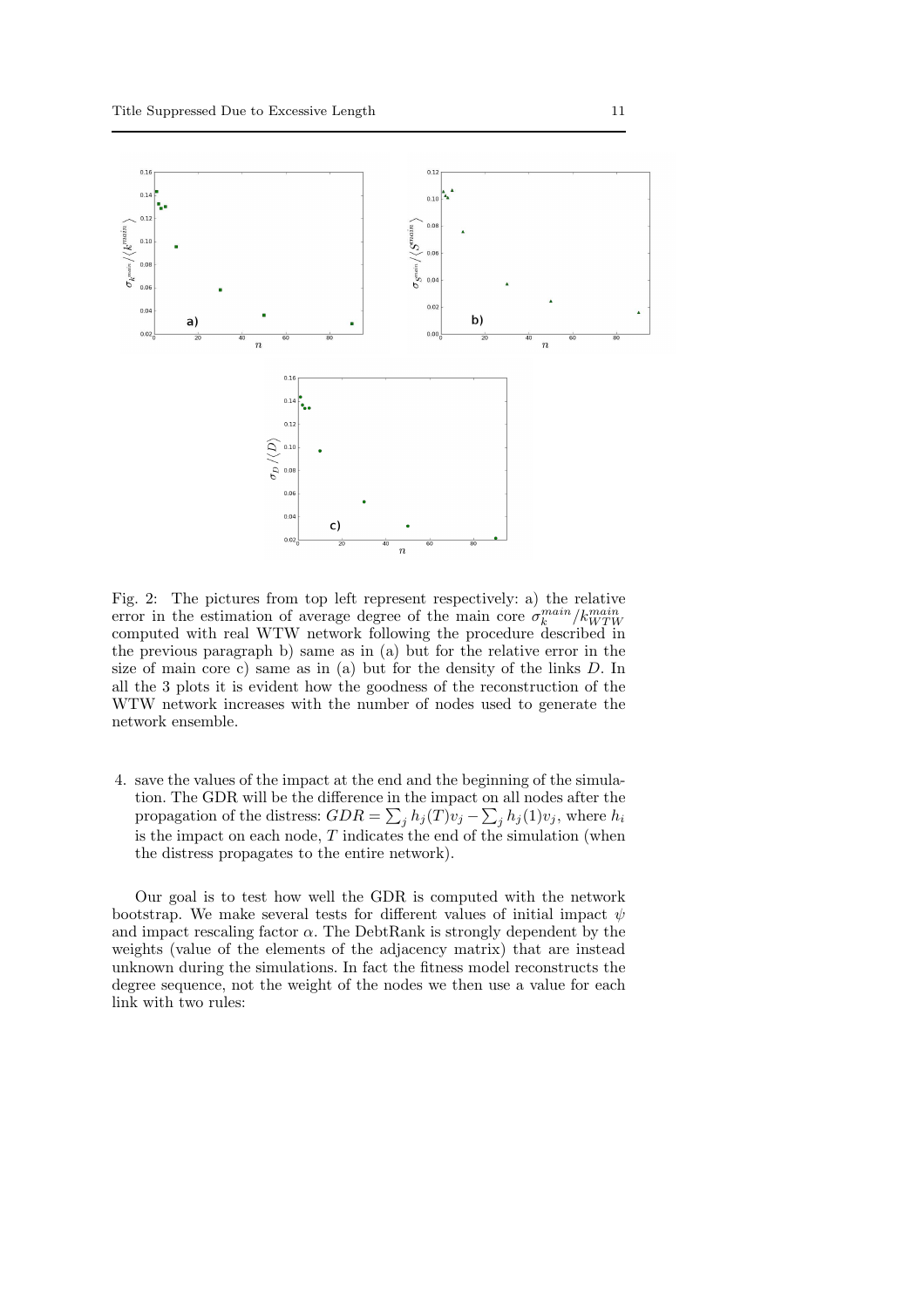Fig. 2: The pictures from top left represent respectively: a) the relative error in the estimation of average degree of the main core $\sigma_k^{main}/k_{WTW}^{main}$ computed with real WTW network following the procedure described in the previous paragraph b) same as in (a) but for the relative error in the size of main core c) same as in (a) but for the density of the links $D$. In all the 3 plots it is evident how the goodness of the reconstruction of the WTW network increases with the number of nodes used to generate the network ensemble.

4. save the values of the impact at the end and the beginning of the simulation. The GDR will be the difference in the impact on all nodes after the propagation of the distress: $GDR = \sum_j h_j(T)v_j - \sum_j h_j(1)v_j$, where $h_i$ is the impact on each node, $T$ indicates the end of the simulation (when the distress propagates to the entire network).

Our goal is to test how well the GDR is computed with the network bootstrap. We make several tests for different values of initial impact $\psi$ and impact rescaling factor $\alpha$. The DebtRank is strongly dependent by the weights (value of the elements of the adjacency matrix) that are instead unknown during the simulations. In fact the fitness model reconstructs the degree sequence, not the weight of the nodes we then use a value for each link with two rules: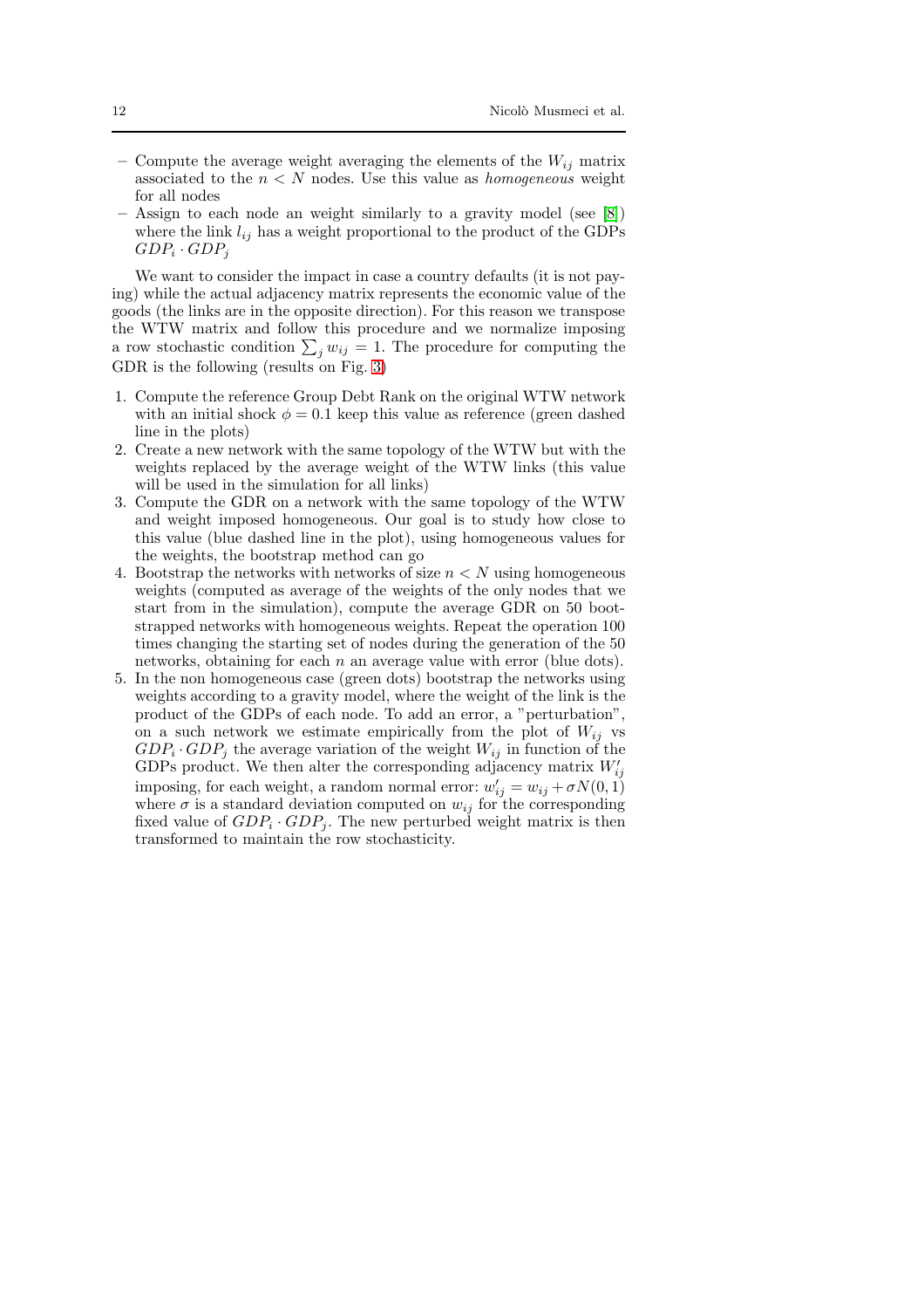- Compute the average weight averaging the elements of the $W_{ij}$ matrix associated to the $n < N$ nodes. Use this value as *homogeneous* weight for all nodes
- Assign to each node an weight similarly to a gravity model (see [8]) where the link $l_{ij}$ has a weight proportional to the product of the GDPs $GDP_i \cdot GDP_j$

We want to consider the impact in case a country defaults (it is not paying) while the actual adjacency matrix represents the economic value of the goods (the links are in the opposite direction). For this reason we transpose the WTW matrix and follow this procedure and we normalize imposing a row stochastic condition $\sum_j w_{ij} = 1$. The procedure for computing the GDR is the following (results on Fig. 3)

1. Compute the reference Group Debt Rank on the original WTW network with an initial shock $\phi = 0.1$ keep this value as reference (green dashed line in the plots)
2. Create a new network with the same topology of the WTW but with the weights replaced by the average weight of the WTW links (this value will be used in the simulation for all links)
3. Compute the GDR on a network with the same topology of the WTW and weight imposed homogeneous. Our goal is to study how close to this value (blue dashed line in the plot), using homogeneous values for the weights, the bootstrap method can go
4. Bootstrap the networks with networks of size $n < N$ using homogeneous weights (computed as average of the weights of the only nodes that we start from in the simulation), compute the average GDR on 50 bootstrapped networks with homogeneous weights. Repeat the operation 100 times changing the starting set of nodes during the generation of the 50 networks, obtaining for each $n$ an average value with error (blue dots).
5. In the non homogeneous case (green dots) bootstrap the networks using weights according to a gravity model, where the weight of the link is the product of the GDPs of each node. To add an error, a "perturbation", on a such network we estimate empirically from the plot of $W_{ij}$ vs $GDP_i \cdot GDP_j$ the average variation of the weight $W_{ij}$ in function of the GDPs product. We then alter the corresponding adjacency matrix $W'_{ij}$ imposing, for each weight, a random normal error: $w'_{ij} = w_{ij} + \sigma N(0, 1)$ where $\sigma$ is a standard deviation computed on $w_{ij}$ for the corresponding fixed value of $GDP_i \cdot GDP_j$. The new perturbed weight matrix is then transformed to maintain the row stochasticity.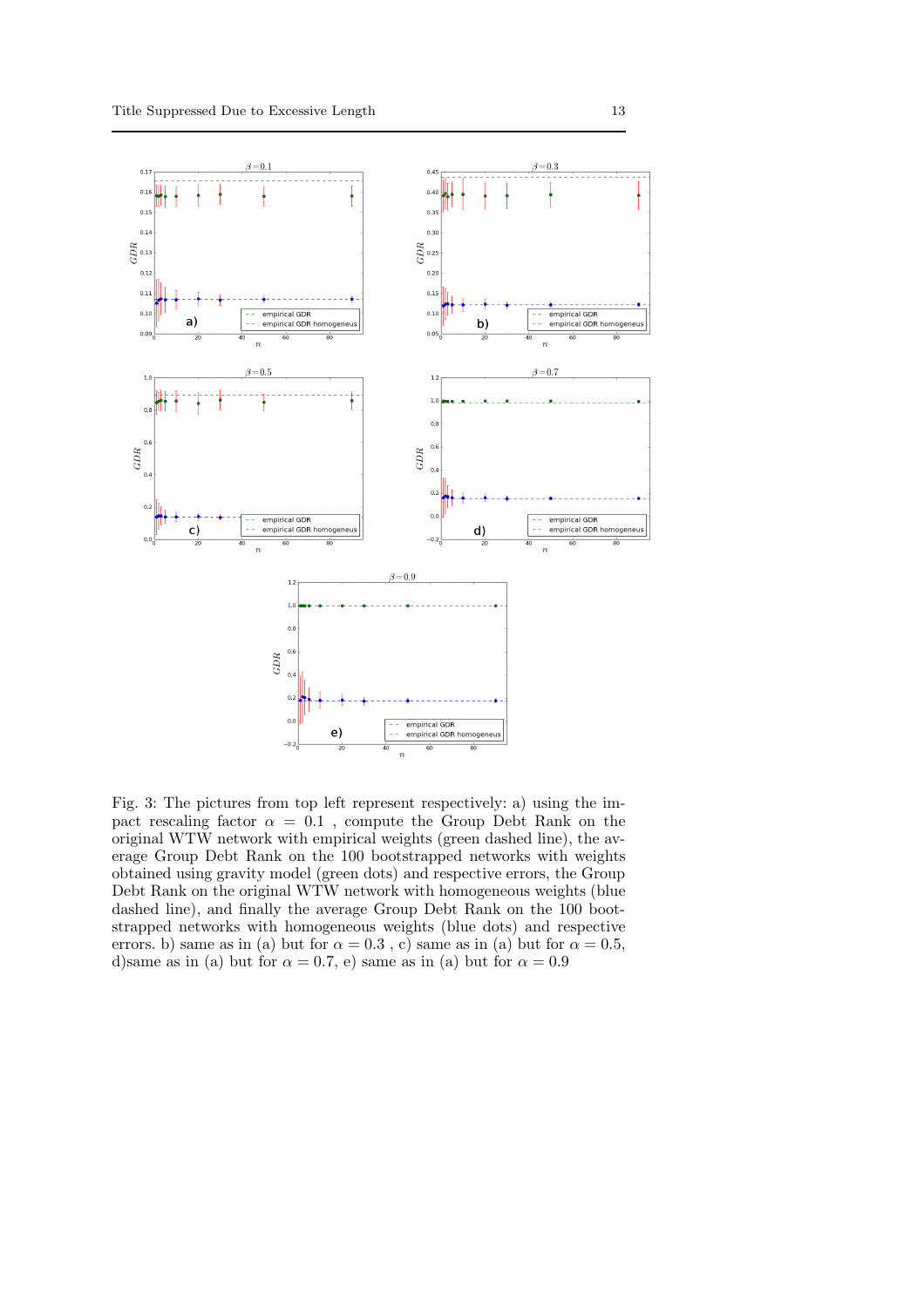Fig. 3: The pictures from top left represent respectively: a) using the impact rescaling factor $\alpha = 0.1$ , compute the Group Debt Rank on the original WTW network with empirical weights (green dashed line), the average Group Debt Rank on the 100 bootstrapped networks with weights obtained using gravity model (green dots) and respective errors, the Group Debt Rank on the original WTW network with homogeneous weights (blue dashed line), and finally the average Group Debt Rank on the 100 bootstrapped networks with homogeneous weights (blue dots) and respective errors. b) same as in (a) but for $\alpha = 0.3$ , c) same as in (a) but for $\alpha = 0.5$, d)same as in (a) but for $\alpha = 0.7$, e) same as in (a) but for $\alpha = 0.9$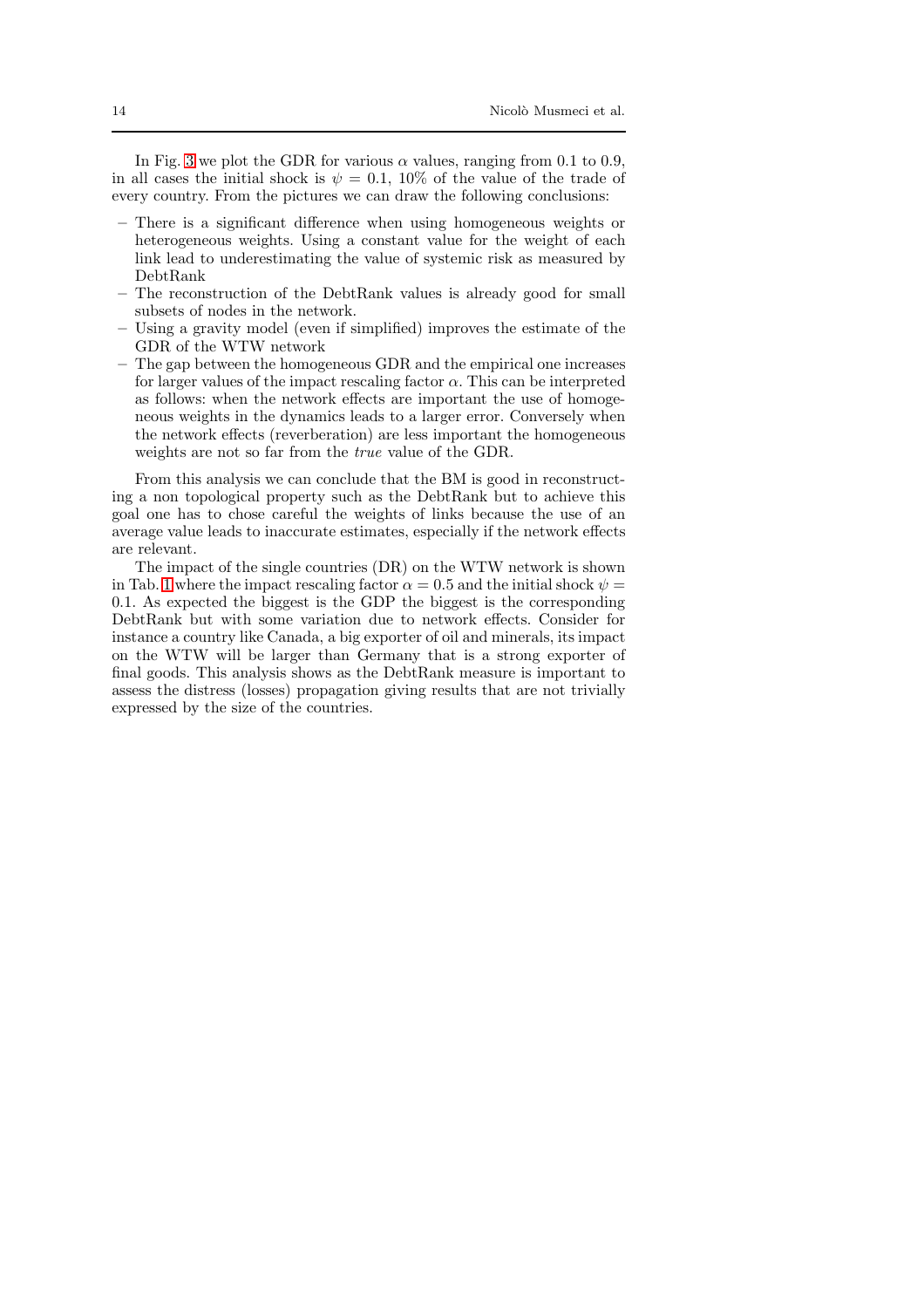In Fig. 3 we plot the GDR for various $\alpha$ values, ranging from 0.1 to 0.9, in all cases the initial shock is $\psi = 0.1$, 10% of the value of the trade of every country. From the pictures we can draw the following conclusions:

- There is a significant difference when using homogeneous weights or heterogeneous weights. Using a constant value for the weight of each link lead to underestimating the value of systemic risk as measured by DebtRank
- The reconstruction of the DebtRank values is already good for small subsets of nodes in the network.
- Using a gravity model (even if simplified) improves the estimate of the GDR of the WTW network
- The gap between the homogeneous GDR and the empirical one increases for larger values of the impact rescaling factor $\alpha$. This can be interpreted as follows: when the network effects are important the use of homogeneous weights in the dynamics leads to a larger error. Conversely when the network effects (reverberation) are less important the homogeneous weights are not so far from the *true* value of the GDR.

From this analysis we can conclude that the BM is good in reconstructing a non topological property such as the DebtRank but to achieve this goal one has to chose careful the weights of links because the use of an average value leads to inaccurate estimates, especially if the network effects are relevant.

The impact of the single countries (DR) on the WTW network is shown in Tab. 1 where the impact rescaling factor $\alpha = 0.5$ and the initial shock $\psi = 0.1$. As expected the biggest is the GDP the biggest is the corresponding DebtRank but with some variation due to network effects. Consider for instance a country like Canada, a big exporter of oil and minerals, its impact on the WTW will be larger than Germany that is a strong exporter of final goods. This analysis shows as the DebtRank measure is important to assess the distress (losses) propagation giving results that are not trivially expressed by the size of the countries.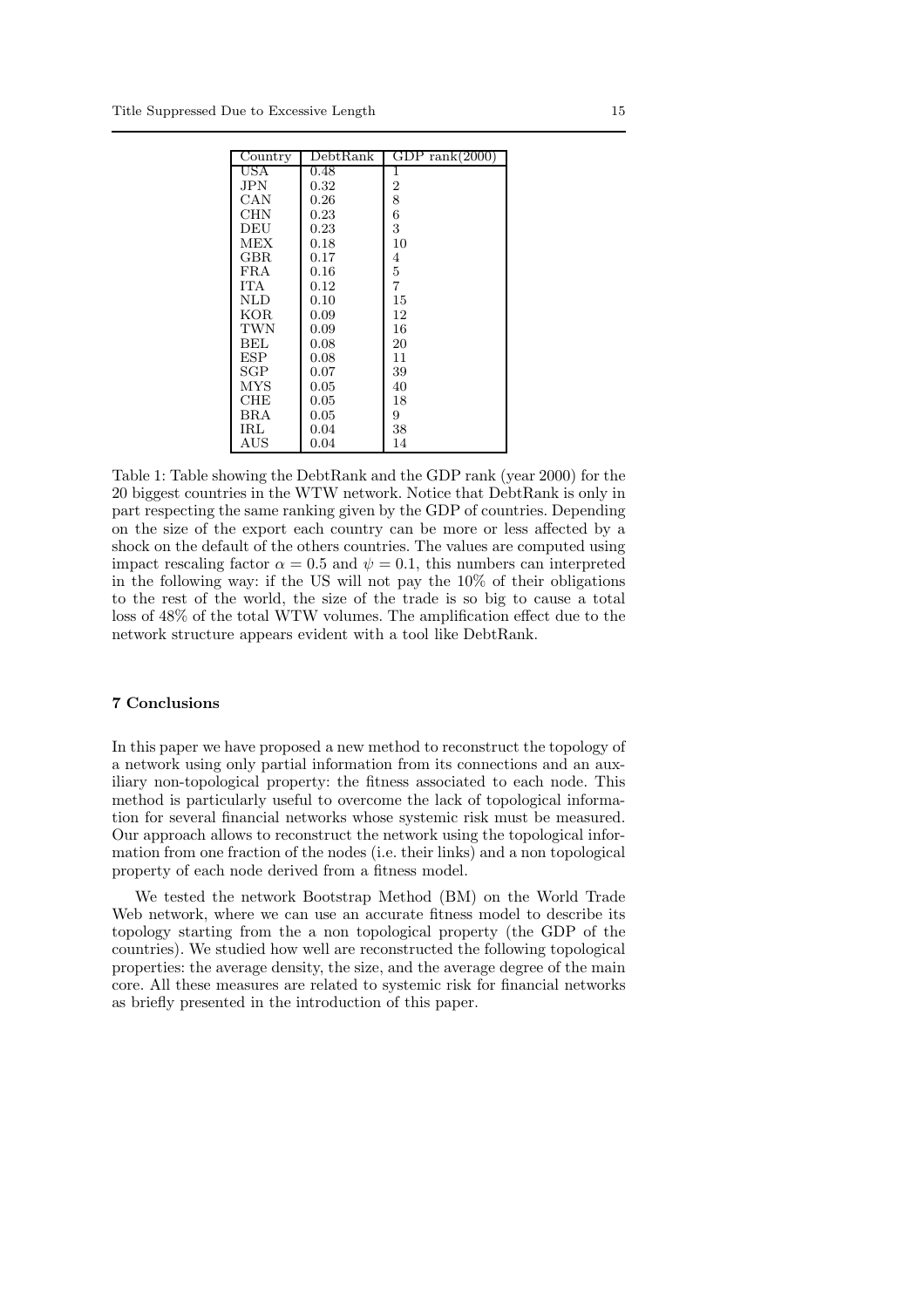| Country | DebtRank | GDP rank(2000) |
|---|---|---|
| USA | 0.48 | 1 |
| JPN | 0.32 | 2 |
| CAN | 0.26 | 8 |
| CHN | 0.23 | 6 |
| DEU | 0.23 | 3 |
| MEX | 0.18 | 10 |
| GBR | 0.17 | 4 |
| FRA | 0.16 | 5 |
| ITA | 0.12 | 7 |
| NLD | 0.10 | 15 |
| KOR | 0.09 | 12 |
| TWN | 0.09 | 16 |
| BEL | 0.08 | 20 |
| ESP | 0.08 | 11 |
| SGP | 0.07 | 39 |
| MYS | 0.05 | 40 |
| CHE | 0.05 | 18 |
| BRA | 0.05 | 9 |
| IRL | 0.04 | 38 |
| AUS | 0.04 | 14 |

Table 1: Table showing the DebtRank and the GDP rank (year 2000) for the 20 biggest countries in the WTW network. Notice that DebtRank is only in part respecting the same ranking given by the GDP of countries. Depending on the size of the export each country can be more or less affected by a shock on the default of the others countries. The values are computed using impact rescaling factor $\alpha = 0.5$ and $\psi = 0.1$, this numbers can interpreted in the following way: if the US will not pay the 10% of their obligations to the rest of the world, the size of the trade is so big to cause a total loss of 48% of the total WTW volumes. The amplification effect due to the network structure appears evident with a tool like DebtRank.

## 7 Conclusions

In this paper we have proposed a new method to reconstruct the topology of a network using only partial information from its connections and an auxiliary non-topological property: the fitness associated to each node. This method is particularly useful to overcome the lack of topological information for several financial networks whose systemic risk must be measured. Our approach allows to reconstruct the network using the topological information from one fraction of the nodes (i.e. their links) and a non topological property of each node derived from a fitness model.

We tested the network Bootstrap Method (BM) on the World Trade Web network, where we can use an accurate fitness model to describe its topology starting from the a non topological property (the GDP of the countries). We studied how well are reconstructed the following topological properties: the average density, the size, and the average degree of the main core. All these measures are related to systemic risk for financial networks as briefly presented in the introduction of this paper.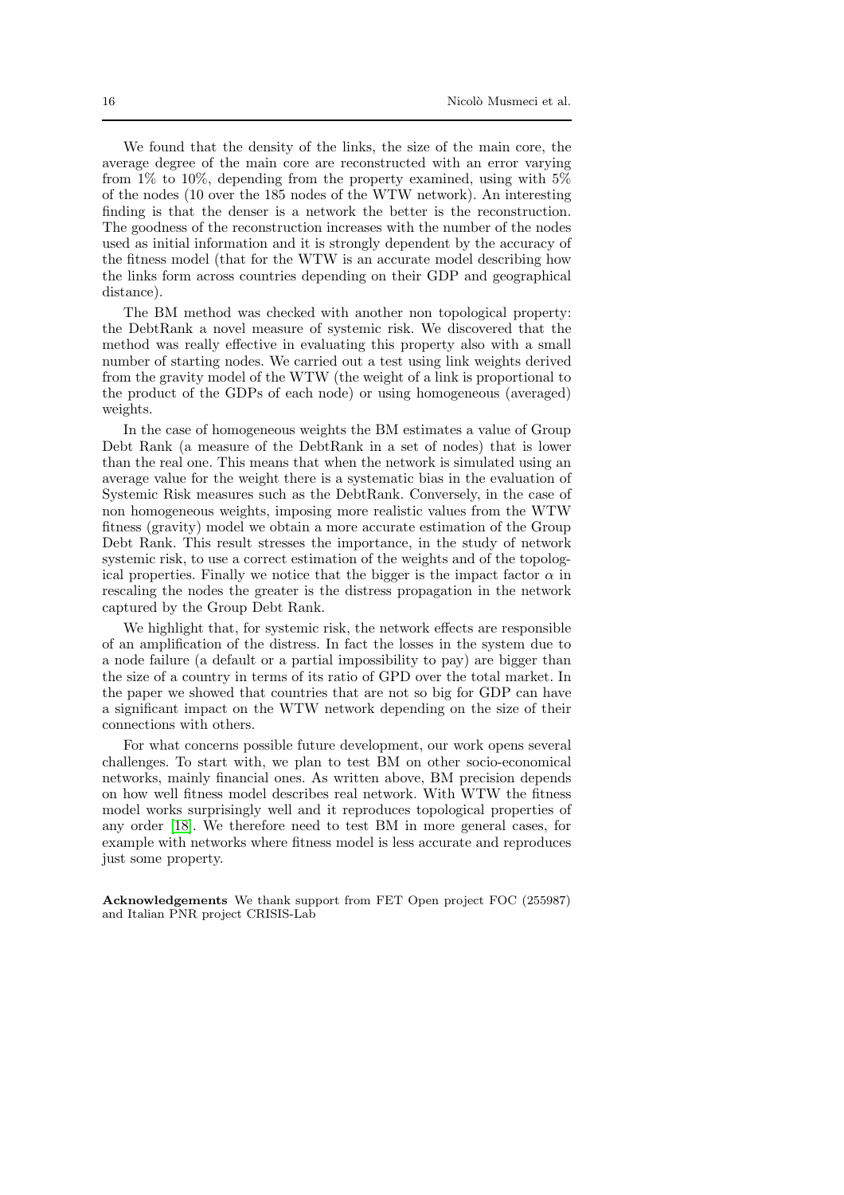We found that the density of the links, the size of the main core, the average degree of the main core are reconstructed with an error varying from 1% to 10%, depending from the property examined, using with 5% of the nodes (10 over the 185 nodes of the WTW network). An interesting finding is that the denser is a network the better is the reconstruction. The goodness of the reconstruction increases with the number of the nodes used as initial information and it is strongly dependent by the accuracy of the fitness model (that for the WTW is an accurate model describing how the links form across countries depending on their GDP and geographical distance).

The BM method was checked with another non topological property: the DebtRank a novel measure of systemic risk. We discovered that the method was really effective in evaluating this property also with a small number of starting nodes. We carried out a test using link weights derived from the gravity model of the WTW (the weight of a link is proportional to the product of the GDPs of each node) or using homogeneous (averaged) weights.

In the case of homogeneous weights the BM estimates a value of Group Debt Rank (a measure of the DebtRank in a set of nodes) that is lower than the real one. This means that when the network is simulated using an average value for the weight there is a systematic bias in the evaluation of Systemic Risk measures such as the DebtRank. Conversely, in the case of non homogeneous weights, imposing more realistic values from the WTW fitness (gravity) model we obtain a more accurate estimation of the Group Debt Rank. This result stresses the importance, in the study of network systemic risk, to use a correct estimation of the weights and of the topological properties. Finally we notice that the bigger is the impact factor $\alpha$ in rescaling the nodes the greater is the distress propagation in the network captured by the Group Debt Rank.

We highlight that, for systemic risk, the network effects are responsible of an amplification of the distress. In fact the losses in the system due to a node failure (a default or a partial impossibility to pay) are bigger than the size of a country in terms of its ratio of GPD over the total market. In the paper we showed that countries that are not so big for GDP can have a significant impact on the WTW network depending on the size of their connections with others.

For what concerns possible future development, our work opens several challenges. To start with, we plan to test BM on other socio-economical networks, mainly financial ones. As written above, BM precision depends on how well fitness model describes real network. With WTW the fitness model works surprisingly well and it reproduces topological properties of any order [18]. We therefore need to test BM in more general cases, for example with networks where fitness model is less accurate and reproduces just some property.

**Acknowledgements** We thank support from FET Open project FOC (255987) and Italian PNR project CRISIS-Lab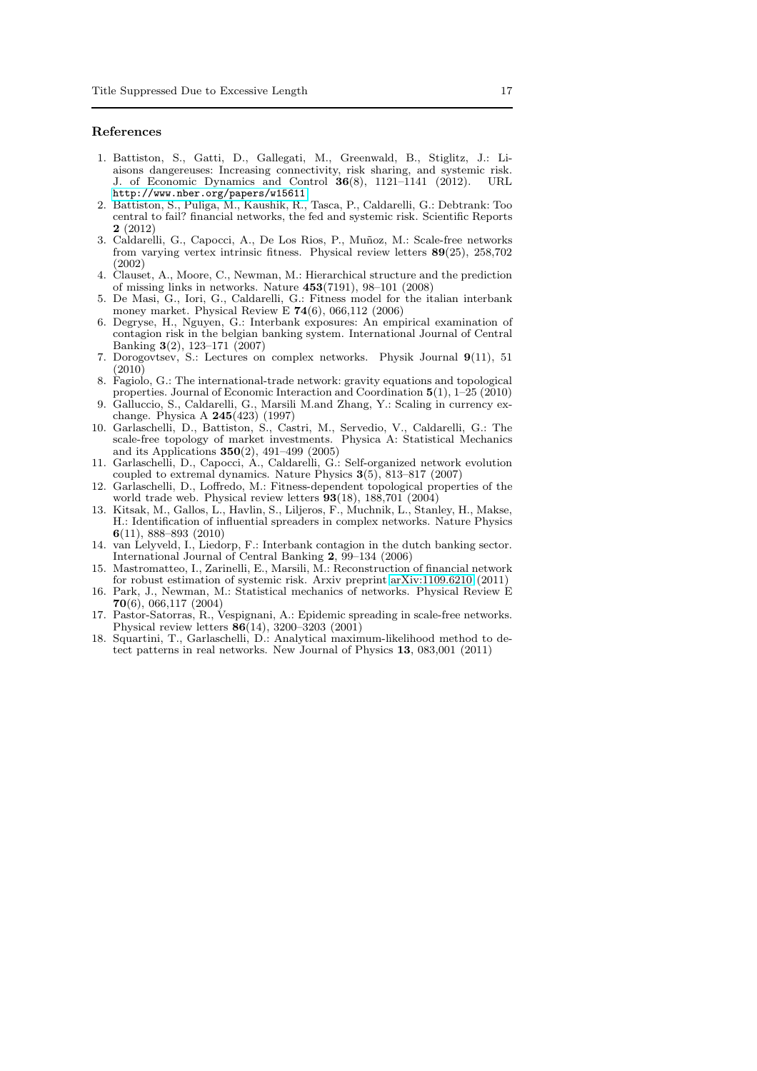## References

1. Battiston, S., Gatti, D., Gallegati, M., Greenwald, B., Stiglitz, J.: Liaisons dangereuses: Increasing connectivity, risk sharing, and systemic risk. J. of Economic Dynamics and Control **36**(8), 1121–1141 (2012). URL http://www.nber.org/papers/w15611
2. Battiston, S., Puliga, M., Kaushik, R., Tasca, P., Caldarelli, G.: Debtrank: Too central to fail? financial networks, the fed and systemic risk. Scientific Reports **2** (2012)
3. Caldarelli, G., Capocci, A., De Los Rios, P., Muñoz, M.: Scale-free networks from varying vertex intrinsic fitness. Physical review letters **89**(25), 258,702 (2002)
4. Clauset, A., Moore, C., Newman, M.: Hierarchical structure and the prediction of missing links in networks. Nature **453**(7191), 98–101 (2008)
5. De Masi, G., Iori, G., Caldarelli, G.: Fitness model for the italian interbank money market. Physical Review E **74**(6), 066,112 (2006)
6. Degryse, H., Nguyen, G.: Interbank exposures: An empirical examination of contagion risk in the belgian banking system. International Journal of Central Banking **3**(2), 123–171 (2007)
7. Dorogovtsev, S.: Lectures on complex networks. Physik Journal **9**(11), 51 (2010)
8. Fagiolo, G.: The international-trade network: gravity equations and topological properties. Journal of Economic Interaction and Coordination **5**(1), 1–25 (2010)
9. Galluccio, S., Caldarelli, G., Marsili M.and Zhang, Y.: Scaling in currency exchange. Physica A **245**(423) (1997)
10. Garlaschelli, D., Battiston, S., Castri, M., Servedio, V., Caldarelli, G.: The scale-free topology of market investments. Physica A: Statistical Mechanics and its Applications **350**(2), 491–499 (2005)
11. Garlaschelli, D., Capocci, A., Caldarelli, G.: Self-organized network evolution coupled to extremal dynamics. Nature Physics **3**(5), 813–817 (2007)
12. Garlaschelli, D., Loffredo, M.: Fitness-dependent topological properties of the world trade web. Physical review letters **93**(18), 188,701 (2004)
13. Kitsak, M., Gallos, L., Havlin, S., Liljeros, F., Muchnik, L., Stanley, H., Makse, H.: Identification of influential spreaders in complex networks. Nature Physics **6**(11), 888–893 (2010)
14. van Lelyveld, I., Liedorp, F.: Interbank contagion in the dutch banking sector. International Journal of Central Banking **2**, 99–134 (2006)
15. Mastromatteo, I., Zarinelli, E., Marsili, M.: Reconstruction of financial network for robust estimation of systemic risk. Arxiv preprint arXiv:1109.6210 (2011)
16. Park, J., Newman, M.: Statistical mechanics of networks. Physical Review E **70**(6), 066,117 (2004)
17. Pastor-Satorras, R., Vespignani, A.: Epidemic spreading in scale-free networks. Physical review letters **86**(14), 3200–3203 (2001)
18. Squartini, T., Garlaschelli, D.: Analytical maximum-likelihood method to detect patterns in real networks. New Journal of Physics **13**, 083,001 (2011)